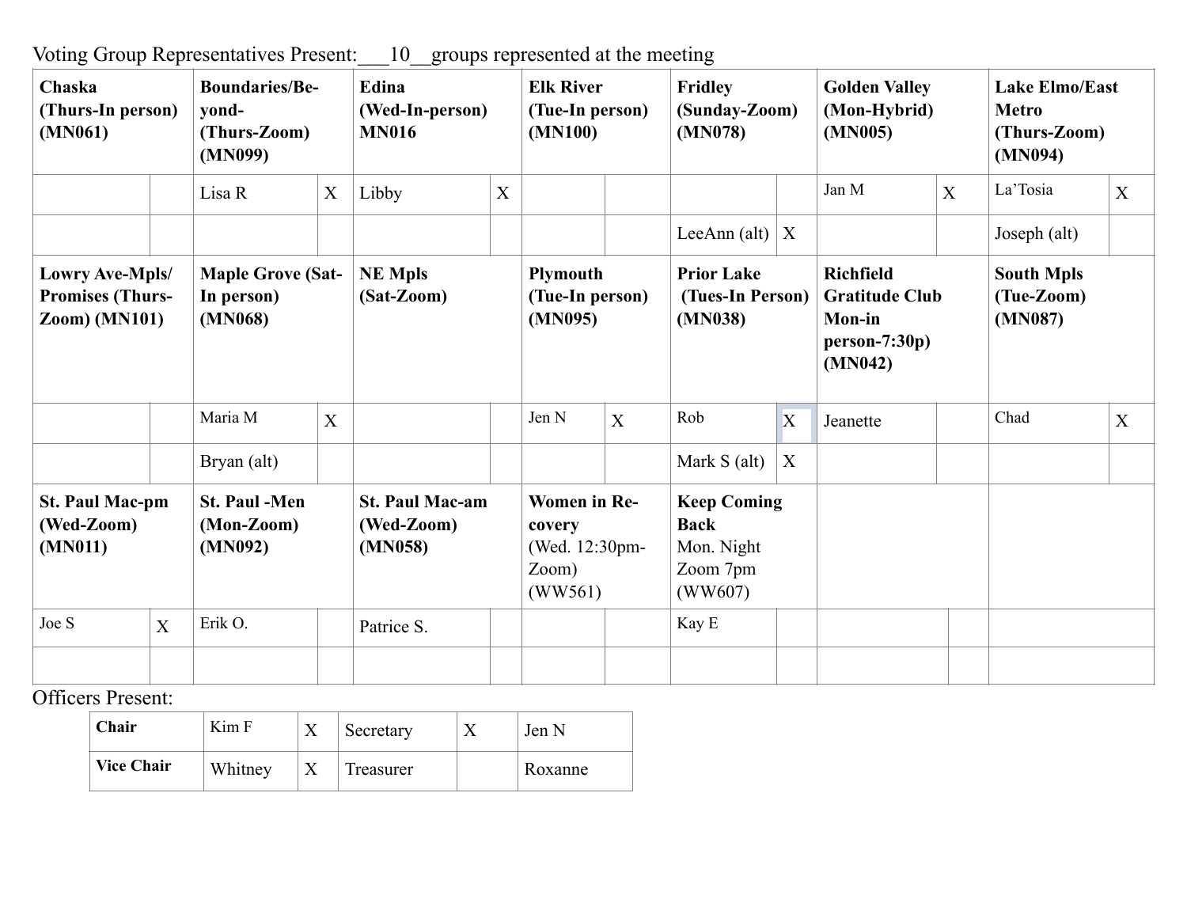Voting Group Representatives Present:___10__groups represented at the meeting

| **Chaska (Thurs-In person) (MN061)** | | **Boundaries/Beyond- (Thurs-Zoom) (MN099)** | | **Edina (Wed-In-person) MN016** | | **Elk River (Tue-In person) (MN100)** | | **Fridley (Sunday-Zoom) (MN078)** | | **Golden Valley (Mon-Hybrid) (MN005)** | | **Lake Elmo/East Metro (Thurs-Zoom) (MN094)** | |
|---|---|---|---|---|---|---|---|---|---|---|---|---|---|
| | | Lisa R | X | Libby | X | | | | | Jan M | X | La'Tosia | X |
| | | | | | | | | LeeAnn (alt) | X | | | Joseph (alt) | |
| **Lowry Ave-Mpls/ Promises (Thurs-Zoom) (MN101)** | | **Maple Grove (Sat-In person) (MN068)** | | **NE Mpls (Sat-Zoom)** | | **Plymouth (Tue-In person) (MN095)** | | **Prior Lake (Tues-In Person) (MN038)** | | **Richfield Gratitude Club Mon-in person-7:30p) (MN042)** | | **South Mpls (Tue-Zoom) (MN087)** | |
| | | Maria M | X | | | Jen N | X | Rob | X | Jeanette | | Chad | X |
| | | Bryan (alt) | | | | | | Mark S (alt) | X | | | | |
| **St. Paul Mac-pm (Wed-Zoom) (MN011)** | | **St. Paul -Men (Mon-Zoom) (MN092)** | | **St. Paul Mac-am (Wed-Zoom) (MN058)** | | **Women in Recovery** (Wed. 12:30pm-Zoom) (WW561) | | **Keep Coming Back** Mon. Night Zoom 7pm (WW607) | | | | | |
| Joe S | X | Erik O. | | Patrice S. | | | | Kay E | | | | | |
| | | | | | | | | | | | | | |

Officers Present:

| **Chair** | Kim F | X | Secretary | X | Jen N |
|---|---|---|---|---|---|
| **Vice Chair** | Whitney | X | Treasurer | | Roxanne |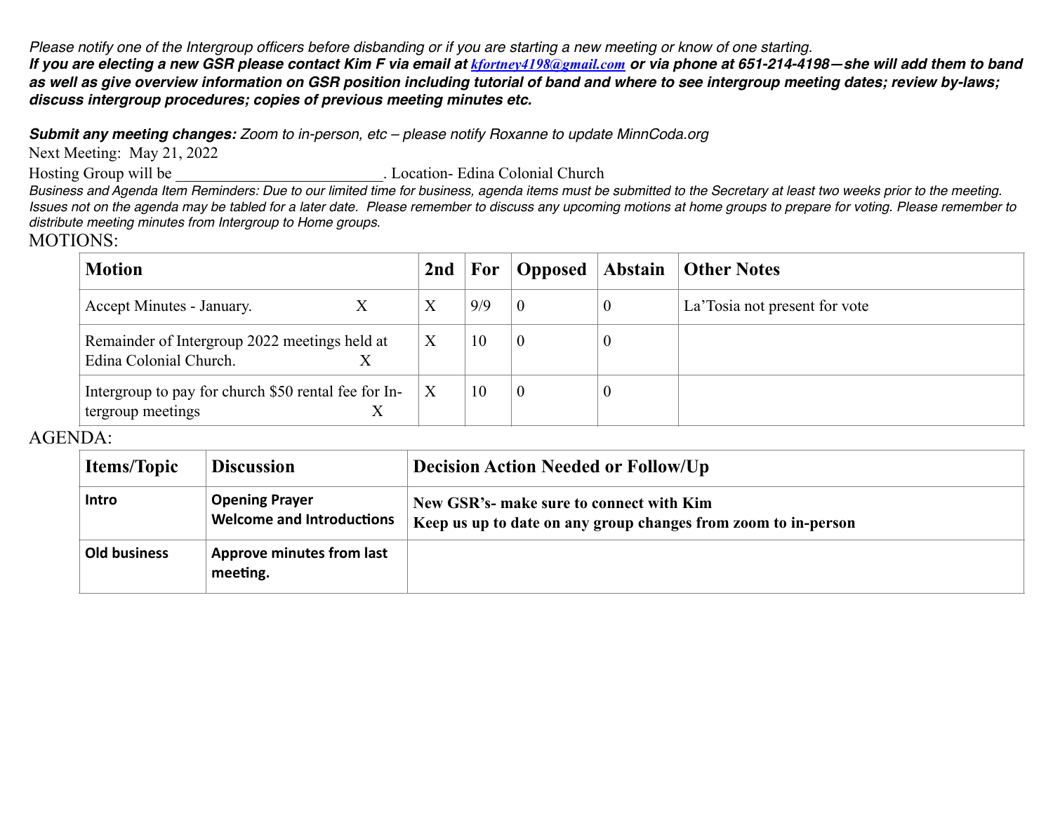*Please notify one of the Intergroup officers before disbanding or if you are starting a new meeting or know of one starting.*

***If you are electing a new GSR please contact Kim F via email at [kfortney4198@gmail.com](mailto:kfortney4198@gmail.com) or via phone at 651-214-4198—she will add them to band as well as give overview information on GSR position including tutorial of band and where to see intergroup meeting dates; review by-laws; discuss intergroup procedures; copies of previous meeting minutes etc.***

***Submit any meeting changes:*** *Zoom to in-person, etc – please notify Roxanne to update MinnCoda.org*

Next Meeting: May 21, 2022

Hosting Group will be _________________________. Location- Edina Colonial Church

*Business and Agenda Item Reminders: Due to our limited time for business, agenda items must be submitted to the Secretary at least two weeks prior to the meeting. Issues not on the agenda may be tabled for a later date. Please remember to discuss any upcoming motions at home groups to prepare for voting. Please remember to distribute meeting minutes from Intergroup to Home groups.*

MOTIONS:

| Motion | 2nd | For | Opposed | Abstain | Other Notes |
|---|---|---|---|---|---|
| Accept Minutes - January. X | X | 9/9 | 0 | 0 | La'Tosia not present for vote |
| Remainder of Intergroup 2022 meetings held at Edina Colonial Church. X | X | 10 | 0 | 0 | |
| Intergroup to pay for church $50 rental fee for Intergroup meetings X | X | 10 | 0 | 0 | |

AGENDA:

| Items/Topic | Discussion | Decision Action Needed or Follow/Up |
|---|---|---|
| **Intro** | **Opening Prayer**<br>**Welcome and Introductions** | **New GSR's- make sure to connect with Kim**<br>**Keep us up to date on any group changes from zoom to in-person** |
| **Old business** | **Approve minutes from last meeting.** | |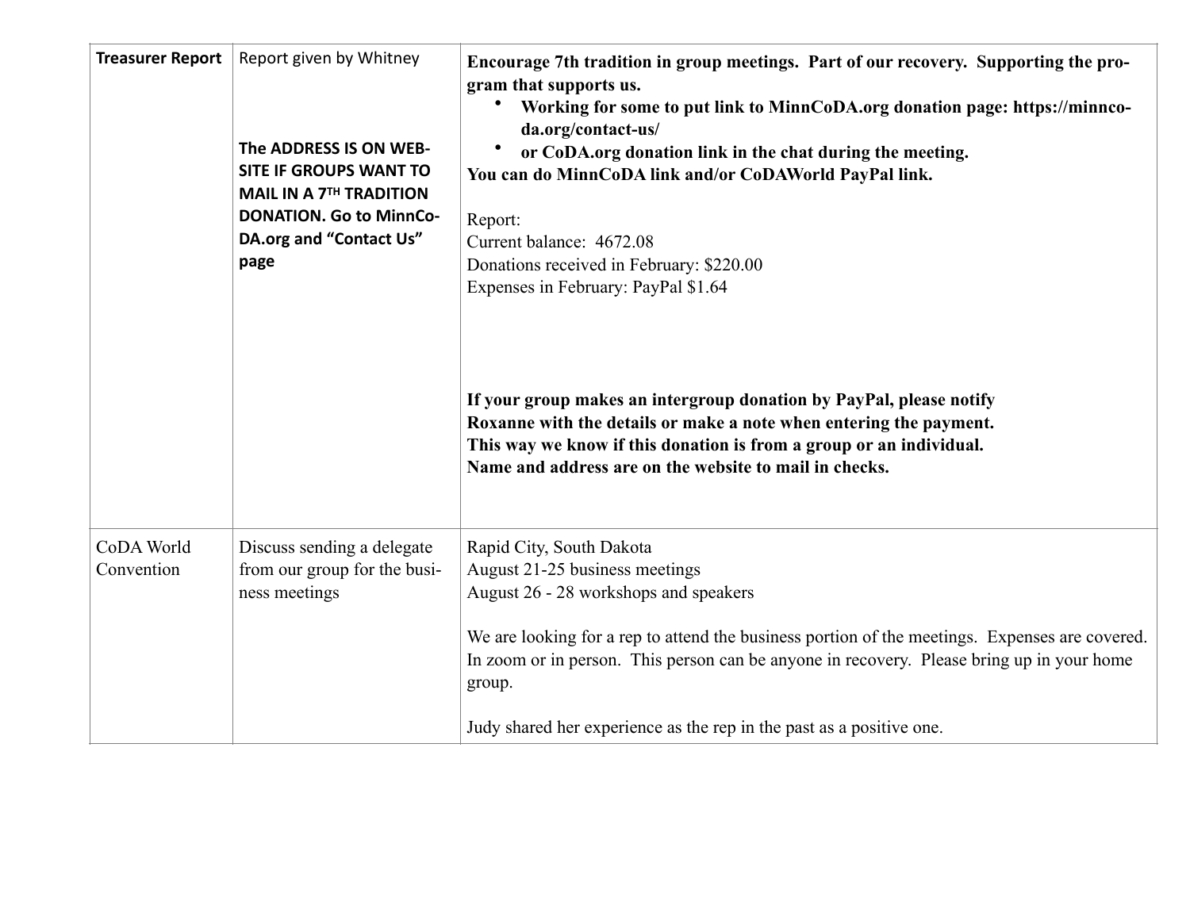| **Treasurer Report** | Report given by Whitney<br><br>**The ADDRESS IS ON WEBSITE IF GROUPS WANT TO MAIL IN A 7TH TRADITION DONATION. Go to MinnCoDA.org and "Contact Us" page** | **Encourage 7th tradition in group meetings. Part of our recovery. Supporting the program that supports us.**<br>• **Working for some to put link to MinnCoDA.org donation page: https://minncoda.org/contact-us/**<br>• **or CoDA.org donation link in the chat during the meeting.**<br>**You can do MinnCoDA link and/or CoDAWorld PayPal link.**<br><br>Report:<br>Current balance: 4672.08<br>Donations received in February: $220.00<br>Expenses in February: PayPal $1.64<br><br>**If your group makes an intergroup donation by PayPal, please notify Roxanne with the details or make a note when entering the payment. This way we know if this donation is from a group or an individual. Name and address are on the website to mail in checks.** |
|---|---|---|
| CoDA World Convention | Discuss sending a delegate from our group for the business meetings | Rapid City, South Dakota<br>August 21-25 business meetings<br>August 26 - 28 workshops and speakers<br><br>We are looking for a rep to attend the business portion of the meetings. Expenses are covered. In zoom or in person. This person can be anyone in recovery. Please bring up in your home group.<br><br>Judy shared her experience as the rep in the past as a positive one. |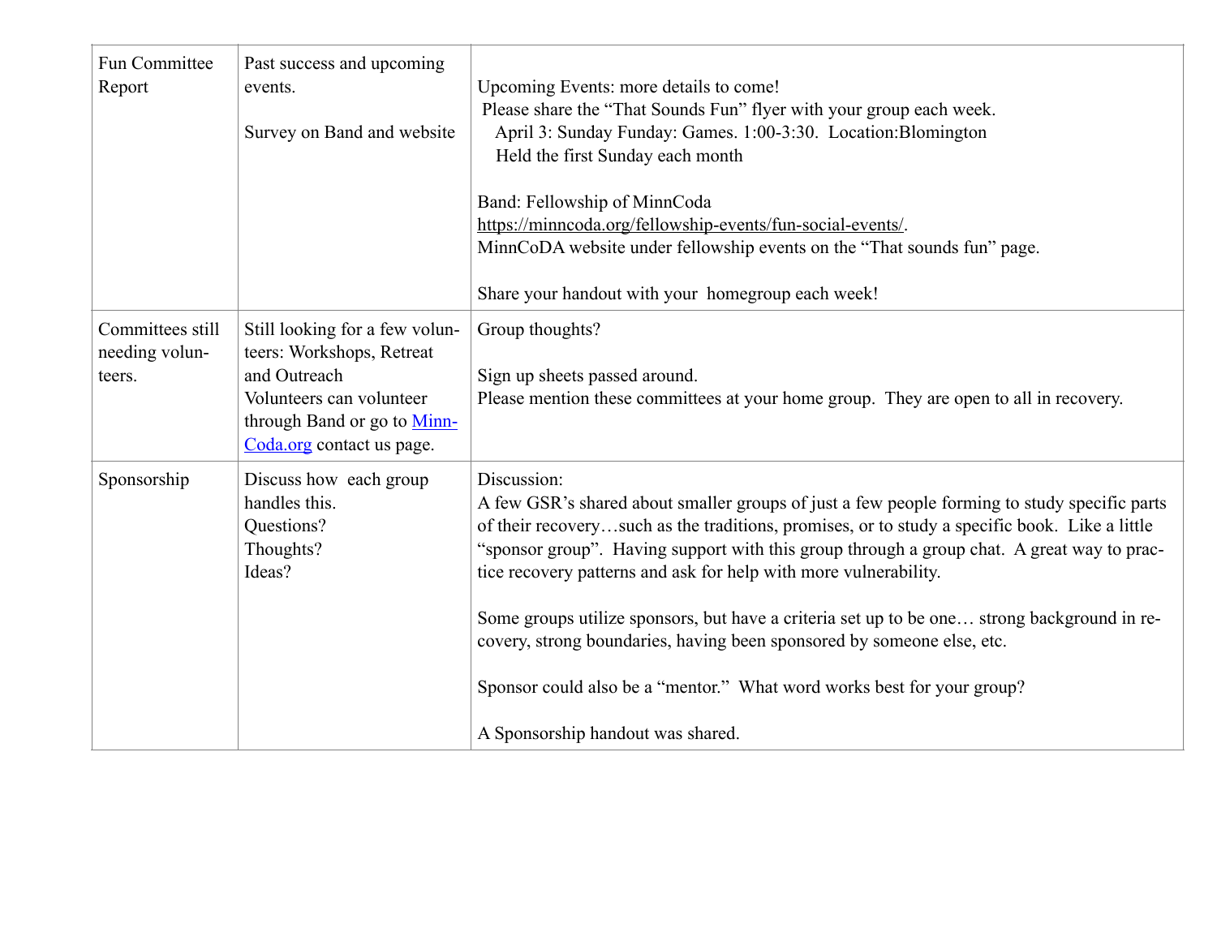| | | |
|---|---|---|
| Fun Committee Report | Past success and upcoming events.<br><br>Survey on Band and website | Upcoming Events: more details to come!<br>Please share the "That Sounds Fun" flyer with your group each week.<br>April 3: Sunday Funday: Games. 1:00-3:30. Location:Blomington<br>Held the first Sunday each month<br><br>Band: Fellowship of MinnCoda<br>https://minncoda.org/fellowship-events/fun-social-events/.<br>MinnCoDA website under fellowship events on the "That sounds fun" page.<br><br>Share your handout with your homegroup each week! |
| Committees still needing volunteers. | Still looking for a few volunteers: Workshops, Retreat and Outreach<br>Volunteers can volunteer through Band or go to [MinnCoda.org](MinnCoda.org) contact us page. | Group thoughts?<br><br>Sign up sheets passed around.<br>Please mention these committees at your home group. They are open to all in recovery. |
| Sponsorship | Discuss how each group handles this.<br>Questions?<br>Thoughts?<br>Ideas? | Discussion:<br>A few GSR's shared about smaller groups of just a few people forming to study specific parts of their recovery…such as the traditions, promises, or to study a specific book. Like a little "sponsor group". Having support with this group through a group chat. A great way to practice recovery patterns and ask for help with more vulnerability.<br><br>Some groups utilize sponsors, but have a criteria set up to be one… strong background in recovery, strong boundaries, having been sponsored by someone else, etc.<br><br>Sponsor could also be a "mentor." What word works best for your group?<br><br>A Sponsorship handout was shared. |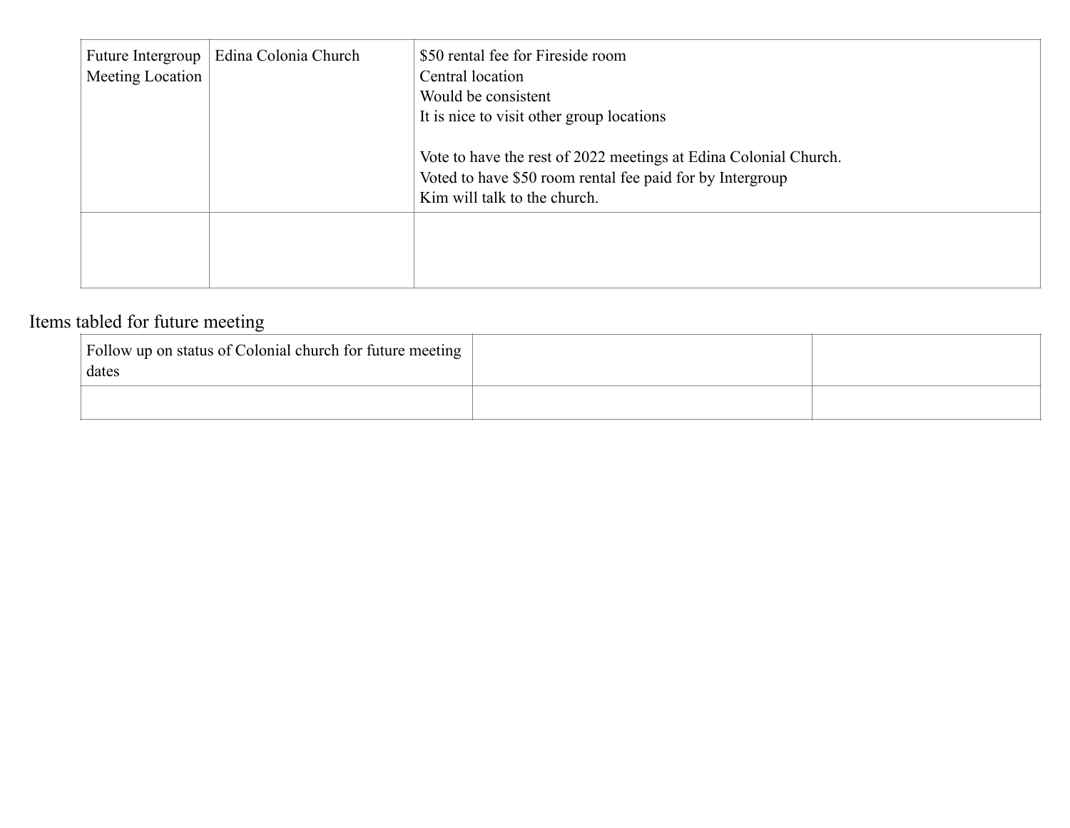| | | |
|---|---|---|
| Future Intergroup Meeting Location | Edina Colonia Church | $50 rental fee for Fireside room<br>Central location<br>Would be consistent<br>It is nice to visit other group locations<br><br>Vote to have the rest of 2022 meetings at Edina Colonial Church.<br>Voted to have $50 room rental fee paid for by Intergroup<br>Kim will talk to the church. |
| | | |

Items tabled for future meeting

| | | |
|---|---|---|
| Follow up on status of Colonial church for future meeting dates | | |
| | | |